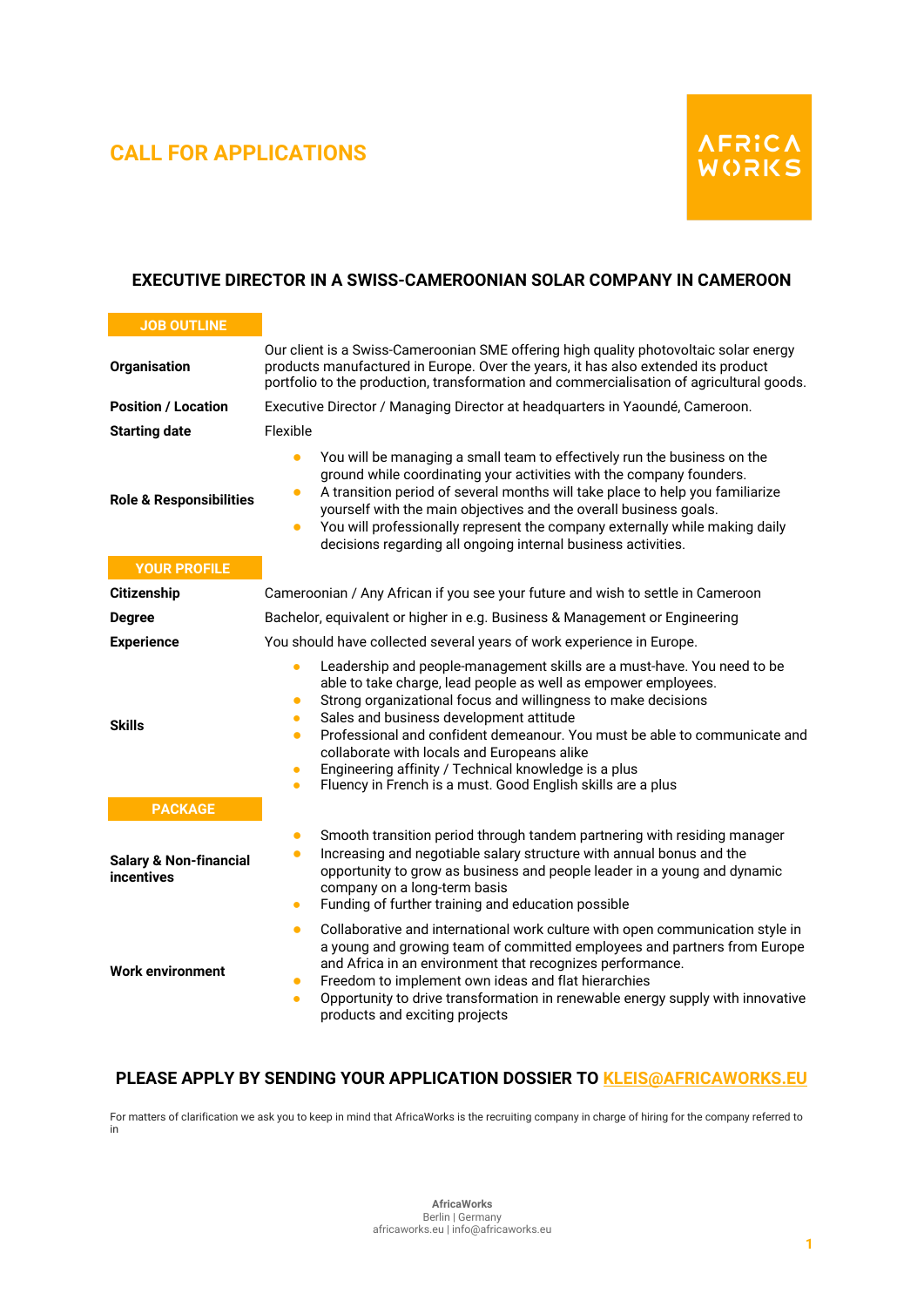# CALL FOR APPLICATIONS

AFRICA WORKS

## EXECUTIVE DIRECTOR IN A SWISS-CAMEROONIAN SOLAR COMPANY IN CAMEROON

### JOB OUTLINE

**Organisation**
Our client is a Swiss-Cameroonian SME offering high quality photovoltaic solar energy products manufactured in Europe. Over the years, it has also extended its product portfolio to the production, transformation and commercialisation of agricultural goods.

**Position / Location**
Executive Director / Managing Director at headquarters in Yaoundé, Cameroon.

**Starting date**
Flexible

**Role & Responsibilities**

- You will be managing a small team to effectively run the business on the ground while coordinating your activities with the company founders.
- A transition period of several months will take place to help you familiarize yourself with the main objectives and the overall business goals.
- You will professionally represent the company externally while making daily decisions regarding all ongoing internal business activities.

### YOUR PROFILE

**Citizenship**
Cameroonian / Any African if you see your future and wish to settle in Cameroon

**Degree**
Bachelor, equivalent or higher in e.g. Business & Management or Engineering

**Experience**
You should have collected several years of work experience in Europe.

**Skills**

- Leadership and people-management skills are a must-have. You need to be able to take charge, lead people as well as empower employees.
- Strong organizational focus and willingness to make decisions
- Sales and business development attitude
- Professional and confident demeanour. You must be able to communicate and collaborate with locals and Europeans alike
- Engineering affinity / Technical knowledge is a plus
- Fluency in French is a must. Good English skills are a plus

### PACKAGE

**Salary & Non-financial incentives**

- Smooth transition period through tandem partnering with residing manager
- Increasing and negotiable salary structure with annual bonus and the opportunity to grow as business and people leader in a young and dynamic company on a long-term basis
- Funding of further training and education possible

**Work environment**

- Collaborative and international work culture with open communication style in a young and growing team of committed employees and partners from Europe and Africa in an environment that recognizes performance.
- Freedom to implement own ideas and flat hierarchies
- Opportunity to drive transformation in renewable energy supply with innovative products and exciting projects

**PLEASE APPLY BY SENDING YOUR APPLICATION DOSSIER TO KLEIS@AFRICAWORKS.EU**

For matters of clarification we ask you to keep in mind that AfricaWorks is the recruiting company in charge of hiring for the company referred to in

**AfricaWorks**
Berlin | Germany
africaworks.eu | info@africaworks.eu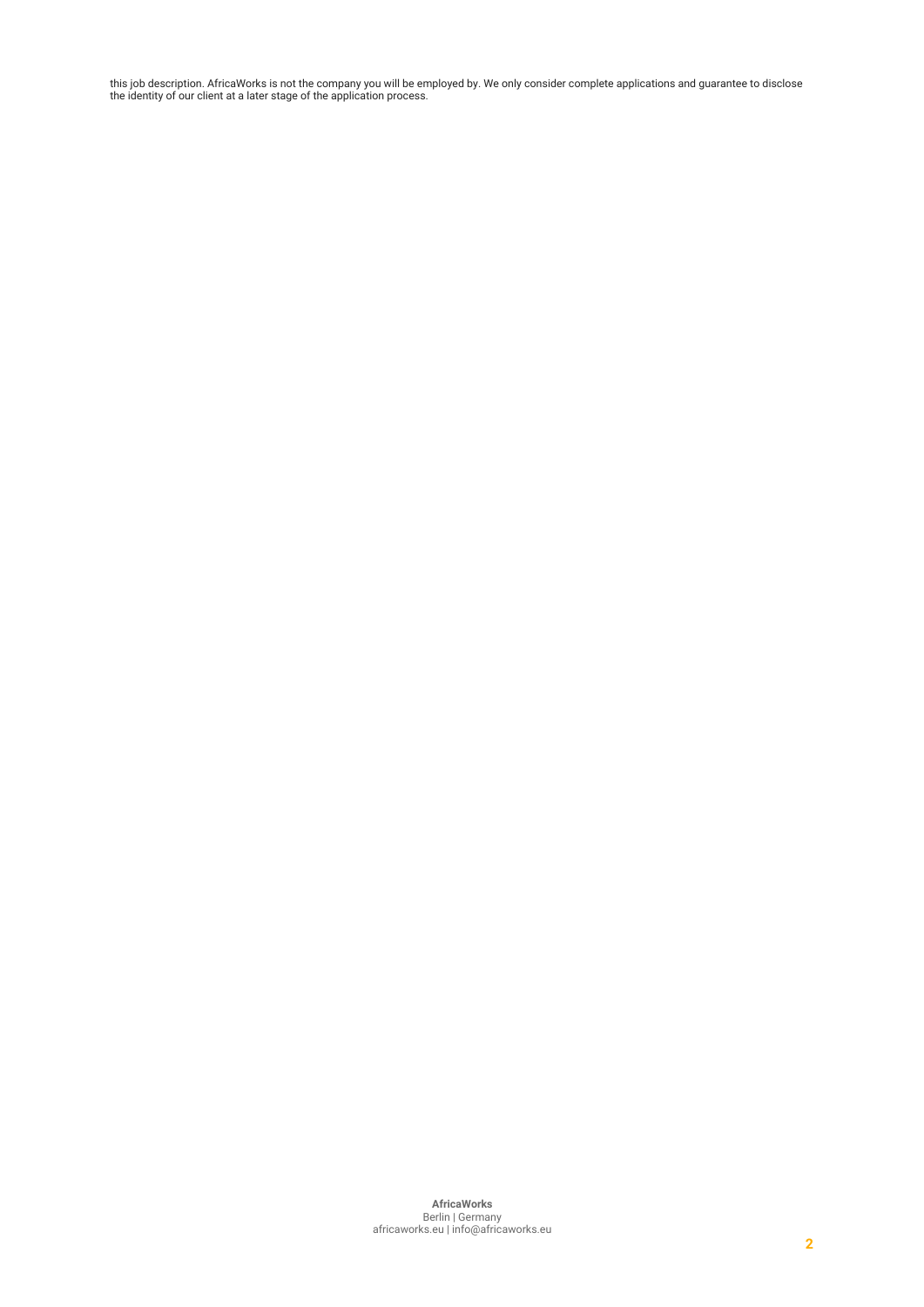this job description. AfricaWorks is not the company you will be employed by. We only consider complete applications and guarantee to disclose the identity of our client at a later stage of the application process.